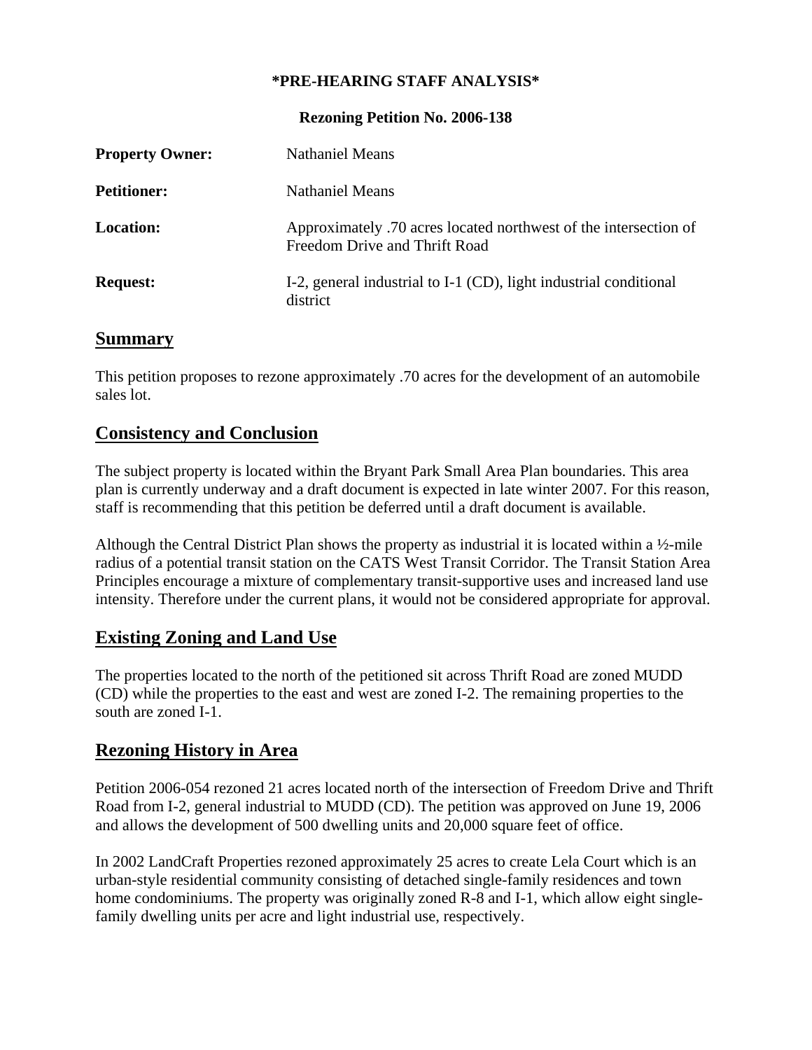**\*PRE-HEARING STAFF ANALYSIS\***

**Rezoning Petition No. 2006-138**

| | |
|---|---|
| **Property Owner:** | Nathaniel Means |
| **Petitioner:** | Nathaniel Means |
| **Location:** | Approximately .70 acres located northwest of the intersection of Freedom Drive and Thrift Road |
| **Request:** | I-2, general industrial to I-1 (CD), light industrial conditional district |

## Summary

This petition proposes to rezone approximately .70 acres for the development of an automobile sales lot.

## Consistency and Conclusion

The subject property is located within the Bryant Park Small Area Plan boundaries. This area plan is currently underway and a draft document is expected in late winter 2007. For this reason, staff is recommending that this petition be deferred until a draft document is available.

Although the Central District Plan shows the property as industrial it is located within a ½-mile radius of a potential transit station on the CATS West Transit Corridor. The Transit Station Area Principles encourage a mixture of complementary transit-supportive uses and increased land use intensity. Therefore under the current plans, it would not be considered appropriate for approval.

## Existing Zoning and Land Use

The properties located to the north of the petitioned sit across Thrift Road are zoned MUDD (CD) while the properties to the east and west are zoned I-2. The remaining properties to the south are zoned I-1.

## Rezoning History in Area

Petition 2006-054 rezoned 21 acres located north of the intersection of Freedom Drive and Thrift Road from I-2, general industrial to MUDD (CD). The petition was approved on June 19, 2006 and allows the development of 500 dwelling units and 20,000 square feet of office.

In 2002 LandCraft Properties rezoned approximately 25 acres to create Lela Court which is an urban-style residential community consisting of detached single-family residences and town home condominiums. The property was originally zoned R-8 and I-1, which allow eight single-family dwelling units per acre and light industrial use, respectively.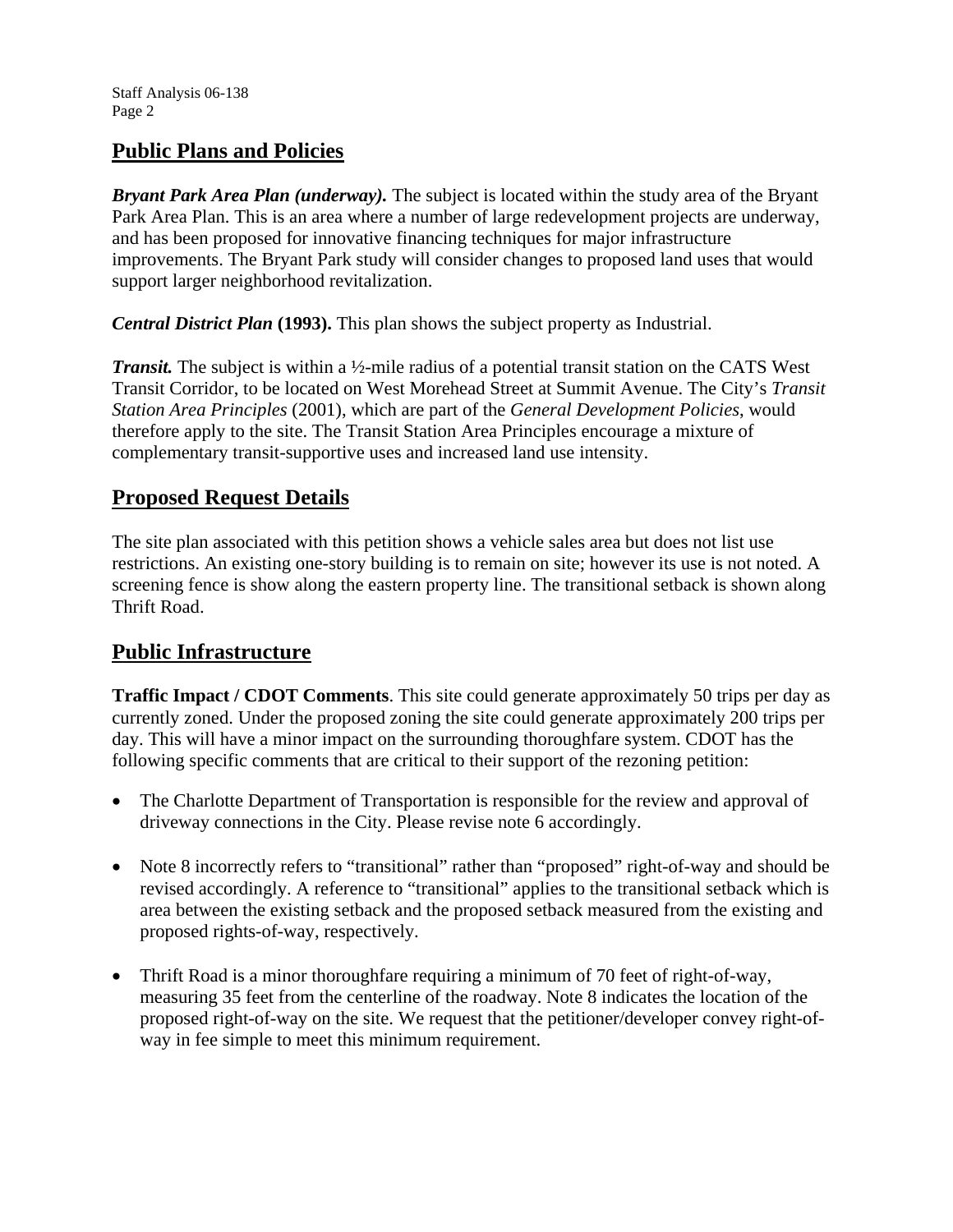## Public Plans and Policies

***Bryant Park Area Plan (underway).*** The subject is located within the study area of the Bryant Park Area Plan. This is an area where a number of large redevelopment projects are underway, and has been proposed for innovative financing techniques for major infrastructure improvements. The Bryant Park study will consider changes to proposed land uses that would support larger neighborhood revitalization.

***Central District Plan* (1993).** This plan shows the subject property as Industrial.

***Transit.*** The subject is within a ½-mile radius of a potential transit station on the CATS West Transit Corridor, to be located on West Morehead Street at Summit Avenue. The City's *Transit Station Area Principles* (2001), which are part of the *General Development Policies*, would therefore apply to the site. The Transit Station Area Principles encourage a mixture of complementary transit-supportive uses and increased land use intensity.

## Proposed Request Details

The site plan associated with this petition shows a vehicle sales area but does not list use restrictions. An existing one-story building is to remain on site; however its use is not noted. A screening fence is show along the eastern property line. The transitional setback is shown along Thrift Road.

## Public Infrastructure

**Traffic Impact / CDOT Comments**. This site could generate approximately 50 trips per day as currently zoned. Under the proposed zoning the site could generate approximately 200 trips per day. This will have a minor impact on the surrounding thoroughfare system. CDOT has the following specific comments that are critical to their support of the rezoning petition:

- The Charlotte Department of Transportation is responsible for the review and approval of driveway connections in the City. Please revise note 6 accordingly.
- Note 8 incorrectly refers to "transitional" rather than "proposed" right-of-way and should be revised accordingly. A reference to "transitional" applies to the transitional setback which is area between the existing setback and the proposed setback measured from the existing and proposed rights-of-way, respectively.
- Thrift Road is a minor thoroughfare requiring a minimum of 70 feet of right-of-way, measuring 35 feet from the centerline of the roadway. Note 8 indicates the location of the proposed right-of-way on the site. We request that the petitioner/developer convey right-of-way in fee simple to meet this minimum requirement.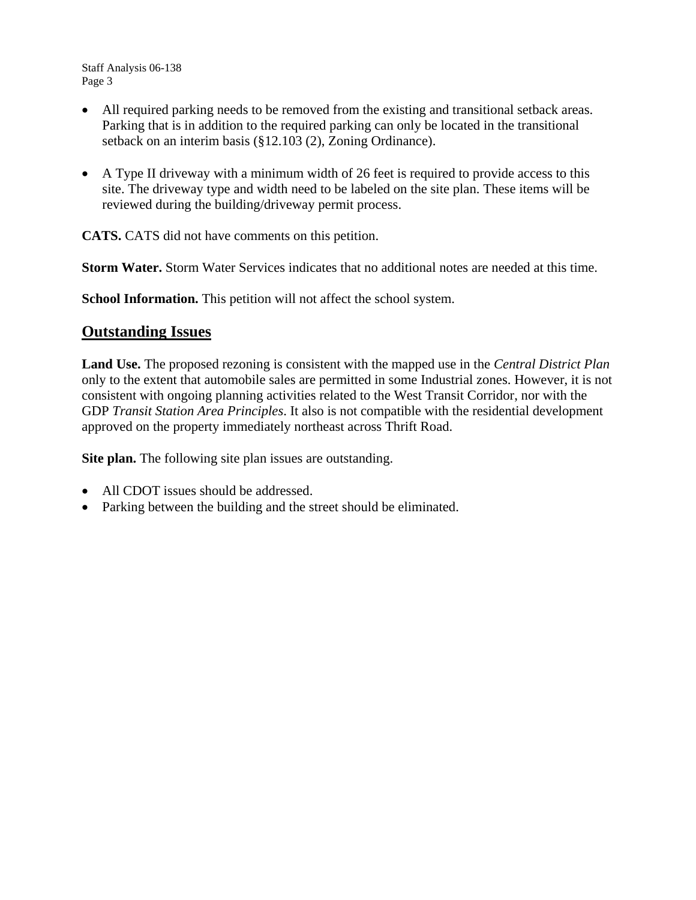- All required parking needs to be removed from the existing and transitional setback areas. Parking that is in addition to the required parking can only be located in the transitional setback on an interim basis (§12.103 (2), Zoning Ordinance).

- A Type II driveway with a minimum width of 26 feet is required to provide access to this site. The driveway type and width need to be labeled on the site plan. These items will be reviewed during the building/driveway permit process.

**CATS.** CATS did not have comments on this petition.

**Storm Water.** Storm Water Services indicates that no additional notes are needed at this time.

**School Information.** This petition will not affect the school system.

## Outstanding Issues

**Land Use.** The proposed rezoning is consistent with the mapped use in the *Central District Plan* only to the extent that automobile sales are permitted in some Industrial zones. However, it is not consistent with ongoing planning activities related to the West Transit Corridor, nor with the GDP *Transit Station Area Principles*. It also is not compatible with the residential development approved on the property immediately northeast across Thrift Road.

**Site plan.** The following site plan issues are outstanding.

- All CDOT issues should be addressed.
- Parking between the building and the street should be eliminated.